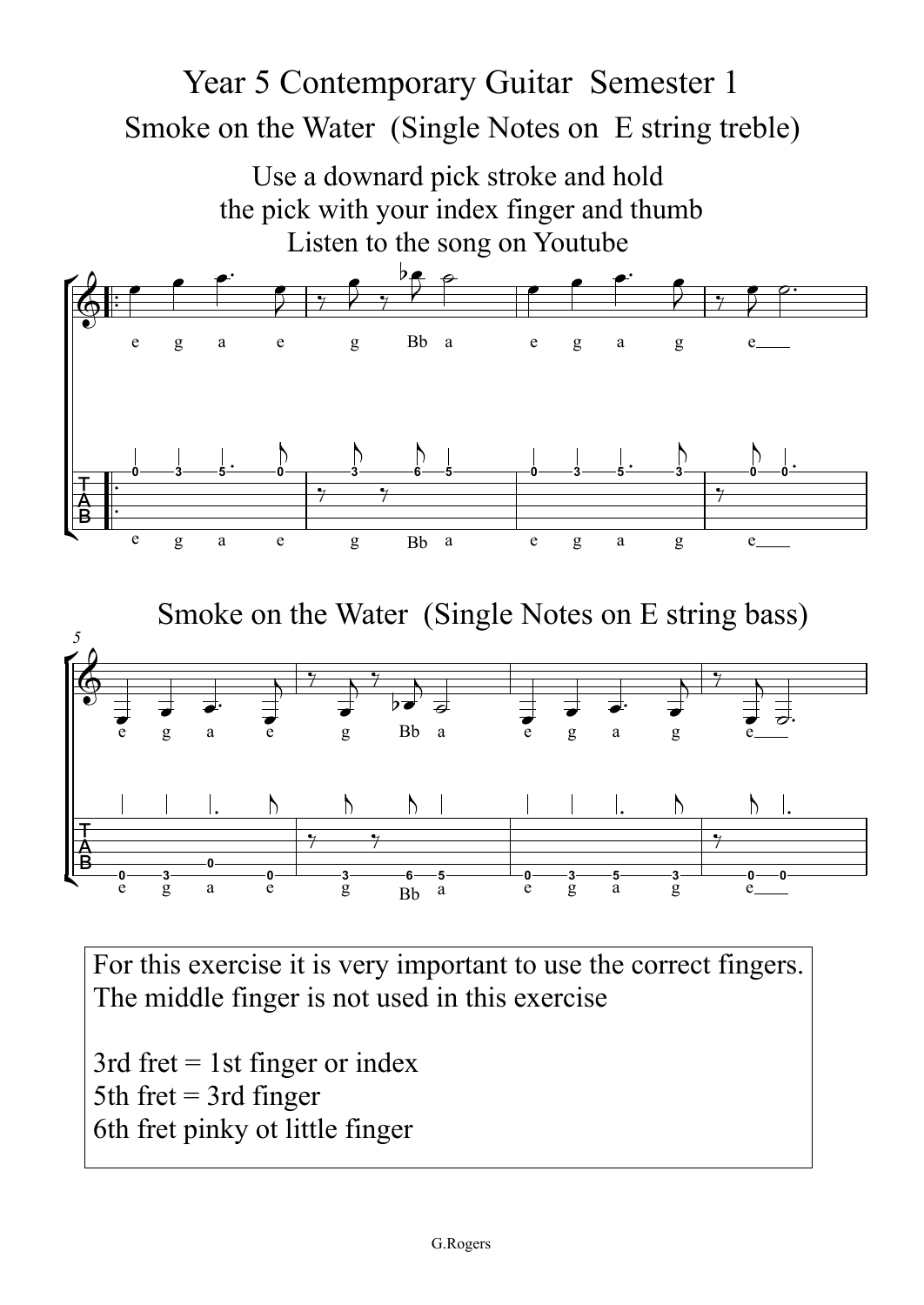# Year 5 Contemporary Guitar Semester 1

## Smoke on the Water (Single Notes on E string treble)

Use a downard pick stroke and hold
the pick with your index finger and thumb
Listen to the song on Youtube

e g a e g Bb a e g a g e

```
0 3 5 0 | 3 6 5 | 0 3 5 3 | 0 0
```

e g a e g Bb a e g a g e

## Smoke on the Water (Single Notes on E string bass)

e g a e g Bb a e g a g e

```
0 3 0 0 | 3 6 5 | 0 3 5 3 | 0 0
```

e g a e g Bb a e g a g e

For this exercise it is very important to use the correct fingers.
The middle finger is not used in this exercise

3rd fret = 1st finger or index
5th fret = 3rd finger
6th fret pinky ot little finger

G.Rogers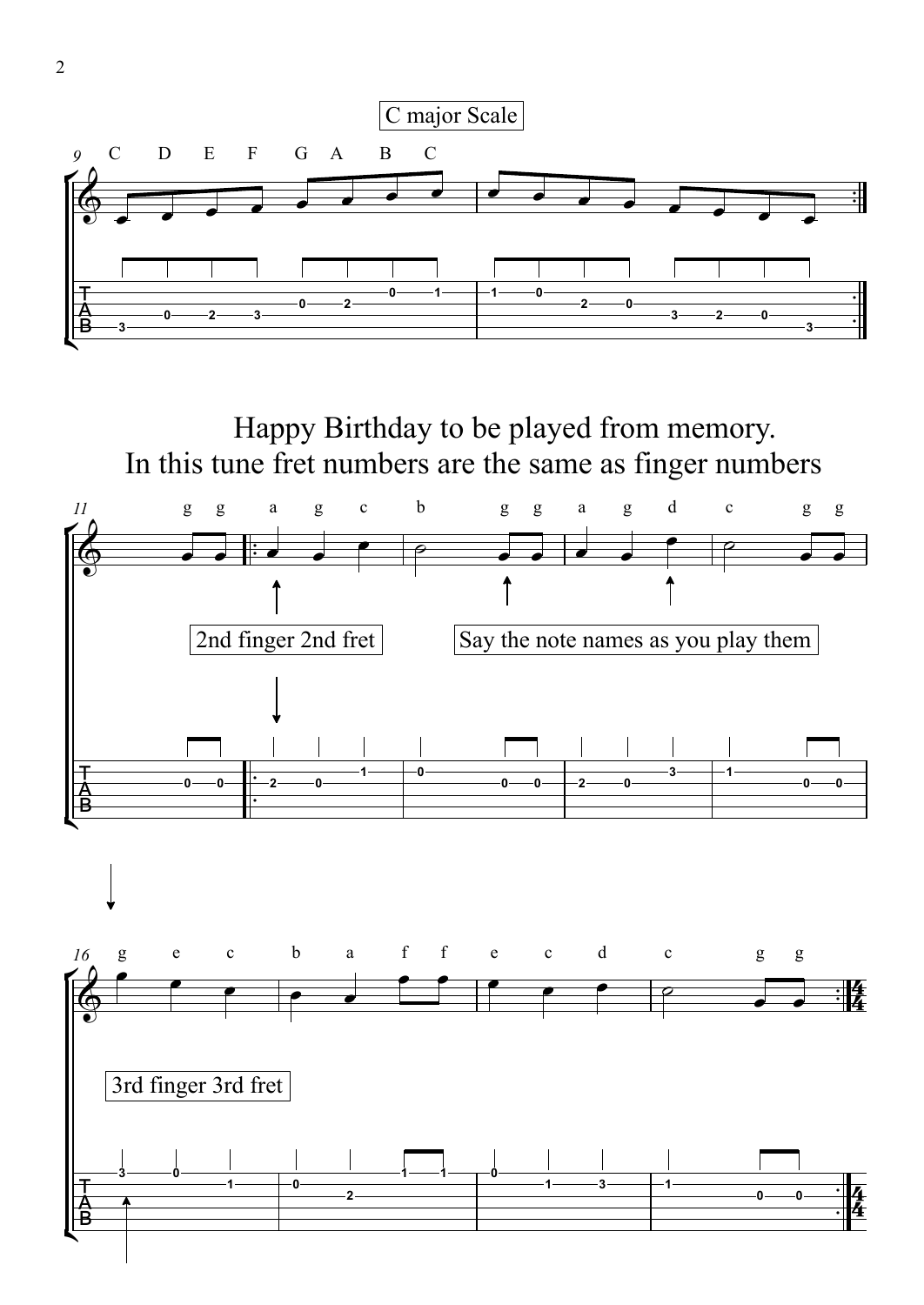C major Scale

C D E F G A B C

Happy Birthday to be played from memory.
In this tune fret numbers are the same as finger numbers

g g a g c b g g a g d c g g

2nd finger 2nd fret

Say the note names as you play them

g e c b a f f e c d c g g

3rd finger 3rd fret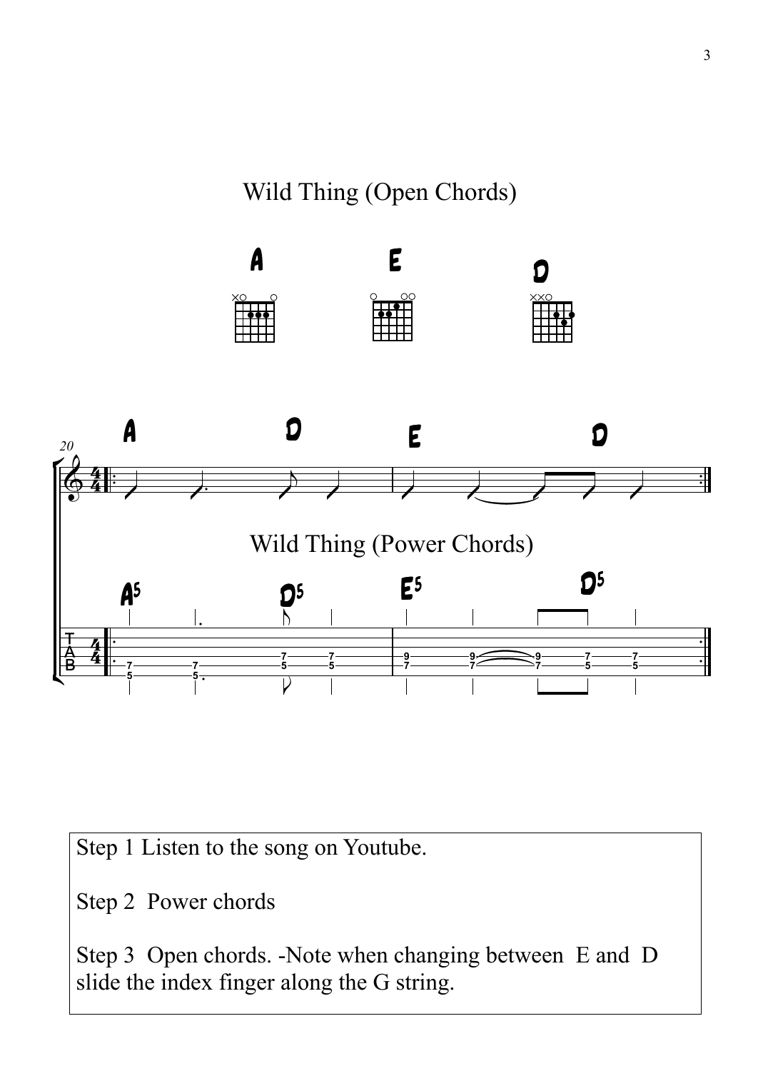# Wild Thing (Open Chords)

A E D

A D E D

## Wild Thing (Power Chords)

A5 D5 E5 D5

Step 1 Listen to the song on Youtube.

Step 2 Power chords

Step 3 Open chords. -Note when changing between E and D slide the index finger along the G string.